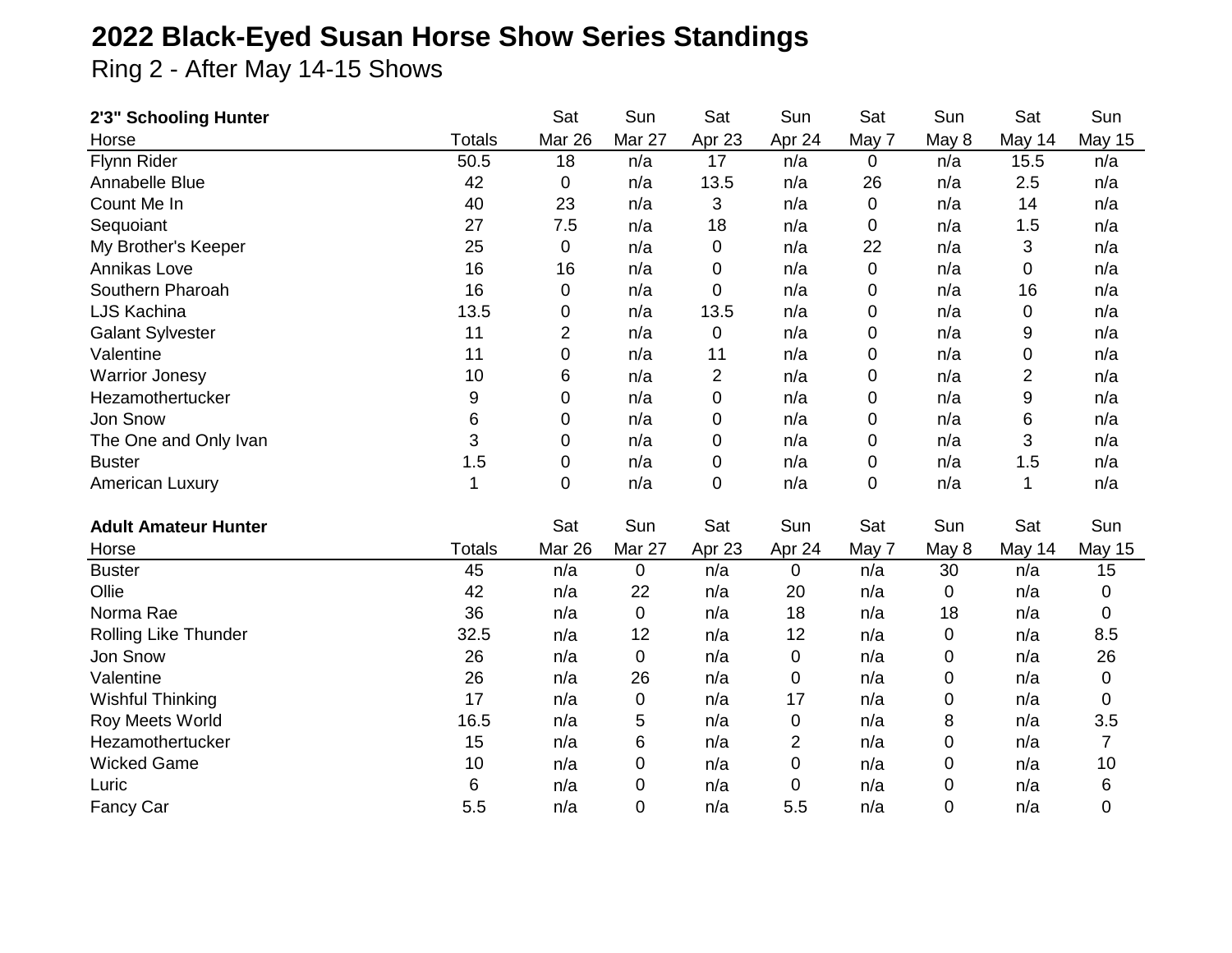# 2022 Black-Eyed Susan Horse Show Series Standings

Ring 2 - After May 14-15 Shows

| 2'3" Schooling Hunter | | Sat | Sun | Sat | Sun | Sat | Sun | Sat | Sun |
|---|---|---|---|---|---|---|---|---|---|
| Horse | Totals | Mar 26 | Mar 27 | Apr 23 | Apr 24 | May 7 | May 8 | May 14 | May 15 |
| Flynn Rider | 50.5 | 18 | n/a | 17 | n/a | 0 | n/a | 15.5 | n/a |
| Annabelle Blue | 42 | 0 | n/a | 13.5 | n/a | 26 | n/a | 2.5 | n/a |
| Count Me In | 40 | 23 | n/a | 3 | n/a | 0 | n/a | 14 | n/a |
| Sequoiant | 27 | 7.5 | n/a | 18 | n/a | 0 | n/a | 1.5 | n/a |
| My Brother's Keeper | 25 | 0 | n/a | 0 | n/a | 22 | n/a | 3 | n/a |
| Annikas Love | 16 | 16 | n/a | 0 | n/a | 0 | n/a | 0 | n/a |
| Southern Pharoah | 16 | 0 | n/a | 0 | n/a | 0 | n/a | 16 | n/a |
| LJS Kachina | 13.5 | 0 | n/a | 13.5 | n/a | 0 | n/a | 0 | n/a |
| Galant Sylvester | 11 | 2 | n/a | 0 | n/a | 0 | n/a | 9 | n/a |
| Valentine | 11 | 0 | n/a | 11 | n/a | 0 | n/a | 0 | n/a |
| Warrior Jonesy | 10 | 6 | n/a | 2 | n/a | 0 | n/a | 2 | n/a |
| Hezamothertucker | 9 | 0 | n/a | 0 | n/a | 0 | n/a | 9 | n/a |
| Jon Snow | 6 | 0 | n/a | 0 | n/a | 0 | n/a | 6 | n/a |
| The One and Only Ivan | 3 | 0 | n/a | 0 | n/a | 0 | n/a | 3 | n/a |
| Buster | 1.5 | 0 | n/a | 0 | n/a | 0 | n/a | 1.5 | n/a |
| American Luxury | 1 | 0 | n/a | 0 | n/a | 0 | n/a | 1 | n/a |

| Adult Amateur Hunter | | Sat | Sun | Sat | Sun | Sat | Sun | Sat | Sun |
|---|---|---|---|---|---|---|---|---|---|
| Horse | Totals | Mar 26 | Mar 27 | Apr 23 | Apr 24 | May 7 | May 8 | May 14 | May 15 |
| Buster | 45 | n/a | 0 | n/a | 0 | n/a | 30 | n/a | 15 |
| Ollie | 42 | n/a | 22 | n/a | 20 | n/a | 0 | n/a | 0 |
| Norma Rae | 36 | n/a | 0 | n/a | 18 | n/a | 18 | n/a | 0 |
| Rolling Like Thunder | 32.5 | n/a | 12 | n/a | 12 | n/a | 0 | n/a | 8.5 |
| Jon Snow | 26 | n/a | 0 | n/a | 0 | n/a | 0 | n/a | 26 |
| Valentine | 26 | n/a | 26 | n/a | 0 | n/a | 0 | n/a | 0 |
| Wishful Thinking | 17 | n/a | 0 | n/a | 17 | n/a | 0 | n/a | 0 |
| Roy Meets World | 16.5 | n/a | 5 | n/a | 0 | n/a | 8 | n/a | 3.5 |
| Hezamothertucker | 15 | n/a | 6 | n/a | 2 | n/a | 0 | n/a | 7 |
| Wicked Game | 10 | n/a | 0 | n/a | 0 | n/a | 0 | n/a | 10 |
| Luric | 6 | n/a | 0 | n/a | 0 | n/a | 0 | n/a | 6 |
| Fancy Car | 5.5 | n/a | 0 | n/a | 5.5 | n/a | 0 | n/a | 0 |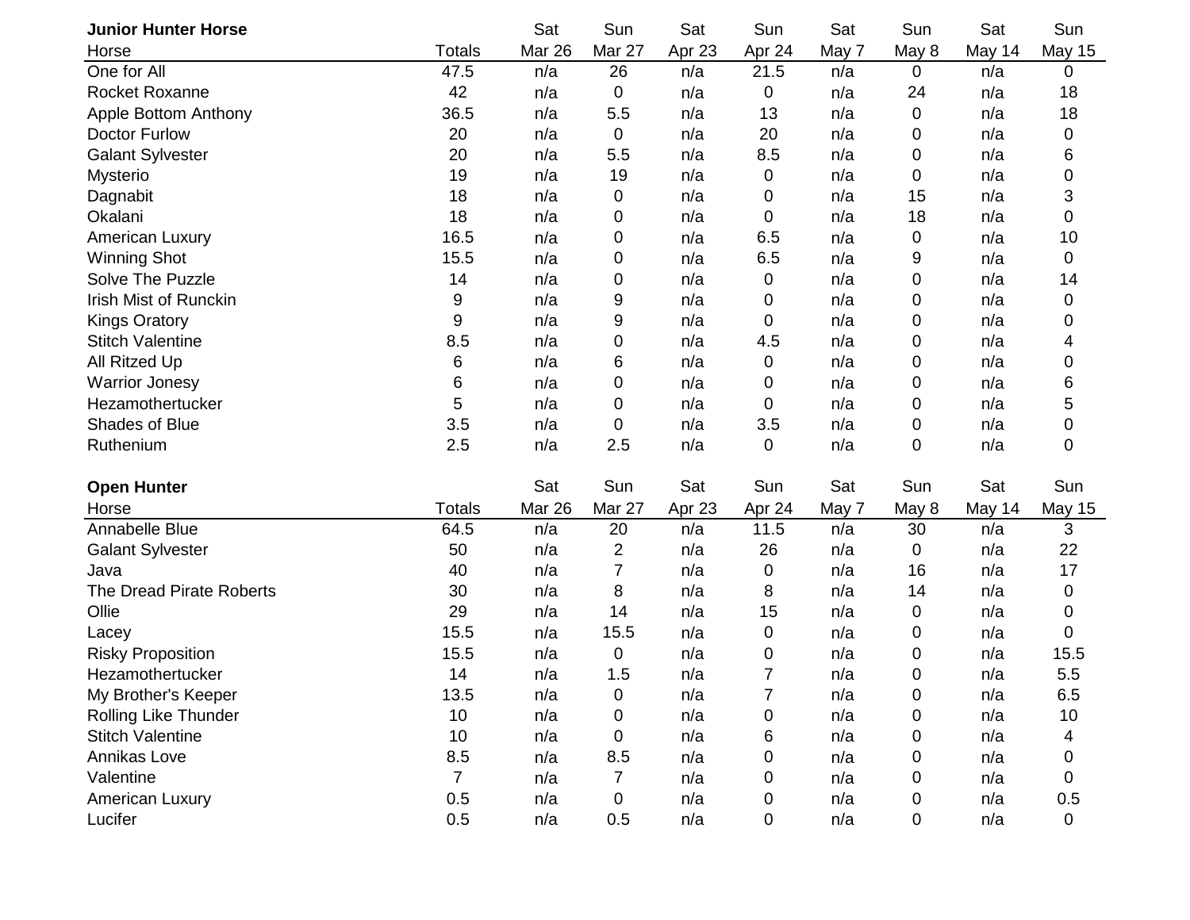| **Junior Hunter Horse** | | Sat | Sun | Sat | Sun | Sat | Sun | Sat | Sun |
|---|---|---|---|---|---|---|---|---|---|
| Horse | Totals | Mar 26 | Mar 27 | Apr 23 | Apr 24 | May 7 | May 8 | May 14 | May 15 |
| One for All | 47.5 | n/a | 26 | n/a | 21.5 | n/a | 0 | n/a | 0 |
| Rocket Roxanne | 42 | n/a | 0 | n/a | 0 | n/a | 24 | n/a | 18 |
| Apple Bottom Anthony | 36.5 | n/a | 5.5 | n/a | 13 | n/a | 0 | n/a | 18 |
| Doctor Furlow | 20 | n/a | 0 | n/a | 20 | n/a | 0 | n/a | 0 |
| Galant Sylvester | 20 | n/a | 5.5 | n/a | 8.5 | n/a | 0 | n/a | 6 |
| Mysterio | 19 | n/a | 19 | n/a | 0 | n/a | 0 | n/a | 0 |
| Dagnabit | 18 | n/a | 0 | n/a | 0 | n/a | 15 | n/a | 3 |
| Okalani | 18 | n/a | 0 | n/a | 0 | n/a | 18 | n/a | 0 |
| American Luxury | 16.5 | n/a | 0 | n/a | 6.5 | n/a | 0 | n/a | 10 |
| Winning Shot | 15.5 | n/a | 0 | n/a | 6.5 | n/a | 9 | n/a | 0 |
| Solve The Puzzle | 14 | n/a | 0 | n/a | 0 | n/a | 0 | n/a | 14 |
| Irish Mist of Runckin | 9 | n/a | 9 | n/a | 0 | n/a | 0 | n/a | 0 |
| Kings Oratory | 9 | n/a | 9 | n/a | 0 | n/a | 0 | n/a | 0 |
| Stitch Valentine | 8.5 | n/a | 0 | n/a | 4.5 | n/a | 0 | n/a | 4 |
| All Ritzed Up | 6 | n/a | 6 | n/a | 0 | n/a | 0 | n/a | 0 |
| Warrior Jonesy | 6 | n/a | 0 | n/a | 0 | n/a | 0 | n/a | 6 |
| Hezamothertucker | 5 | n/a | 0 | n/a | 0 | n/a | 0 | n/a | 5 |
| Shades of Blue | 3.5 | n/a | 0 | n/a | 3.5 | n/a | 0 | n/a | 0 |
| Ruthenium | 2.5 | n/a | 2.5 | n/a | 0 | n/a | 0 | n/a | 0 |

| **Open Hunter** | | Sat | Sun | Sat | Sun | Sat | Sun | Sat | Sun |
|---|---|---|---|---|---|---|---|---|---|
| Horse | Totals | Mar 26 | Mar 27 | Apr 23 | Apr 24 | May 7 | May 8 | May 14 | May 15 |
| Annabelle Blue | 64.5 | n/a | 20 | n/a | 11.5 | n/a | 30 | n/a | 3 |
| Galant Sylvester | 50 | n/a | 2 | n/a | 26 | n/a | 0 | n/a | 22 |
| Java | 40 | n/a | 7 | n/a | 0 | n/a | 16 | n/a | 17 |
| The Dread Pirate Roberts | 30 | n/a | 8 | n/a | 8 | n/a | 14 | n/a | 0 |
| Ollie | 29 | n/a | 14 | n/a | 15 | n/a | 0 | n/a | 0 |
| Lacey | 15.5 | n/a | 15.5 | n/a | 0 | n/a | 0 | n/a | 0 |
| Risky Proposition | 15.5 | n/a | 0 | n/a | 0 | n/a | 0 | n/a | 15.5 |
| Hezamothertucker | 14 | n/a | 1.5 | n/a | 7 | n/a | 0 | n/a | 5.5 |
| My Brother's Keeper | 13.5 | n/a | 0 | n/a | 7 | n/a | 0 | n/a | 6.5 |
| Rolling Like Thunder | 10 | n/a | 0 | n/a | 0 | n/a | 0 | n/a | 10 |
| Stitch Valentine | 10 | n/a | 0 | n/a | 6 | n/a | 0 | n/a | 4 |
| Annikas Love | 8.5 | n/a | 8.5 | n/a | 0 | n/a | 0 | n/a | 0 |
| Valentine | 7 | n/a | 7 | n/a | 0 | n/a | 0 | n/a | 0 |
| American Luxury | 0.5 | n/a | 0 | n/a | 0 | n/a | 0 | n/a | 0.5 |
| Lucifer | 0.5 | n/a | 0.5 | n/a | 0 | n/a | 0 | n/a | 0 |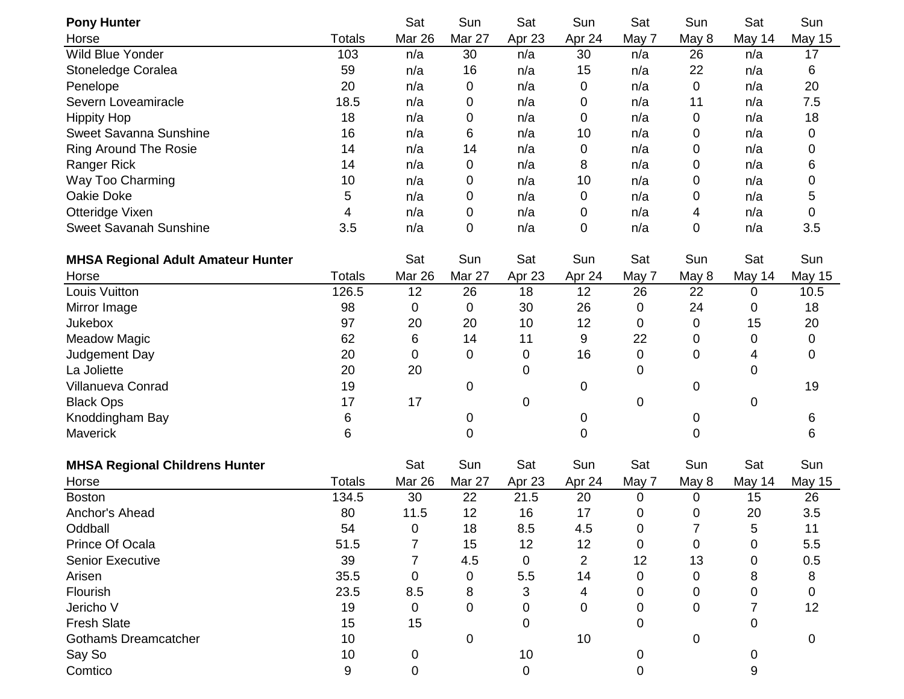| **Pony Hunter** | | Sat | Sun | Sat | Sun | Sat | Sun | Sat | Sun |
|---|---|---|---|---|---|---|---|---|---|
| Horse | Totals | Mar 26 | Mar 27 | Apr 23 | Apr 24 | May 7 | May 8 | May 14 | May 15 |
| Wild Blue Yonder | 103 | n/a | 30 | n/a | 30 | n/a | 26 | n/a | 17 |
| Stoneledge Coralea | 59 | n/a | 16 | n/a | 15 | n/a | 22 | n/a | 6 |
| Penelope | 20 | n/a | 0 | n/a | 0 | n/a | 0 | n/a | 20 |
| Severn Loveamiracle | 18.5 | n/a | 0 | n/a | 0 | n/a | 11 | n/a | 7.5 |
| Hippity Hop | 18 | n/a | 0 | n/a | 0 | n/a | 0 | n/a | 18 |
| Sweet Savanna Sunshine | 16 | n/a | 6 | n/a | 10 | n/a | 0 | n/a | 0 |
| Ring Around The Rosie | 14 | n/a | 14 | n/a | 0 | n/a | 0 | n/a | 0 |
| Ranger Rick | 14 | n/a | 0 | n/a | 8 | n/a | 0 | n/a | 6 |
| Way Too Charming | 10 | n/a | 0 | n/a | 10 | n/a | 0 | n/a | 0 |
| Oakie Doke | 5 | n/a | 0 | n/a | 0 | n/a | 0 | n/a | 5 |
| Otteridge Vixen | 4 | n/a | 0 | n/a | 0 | n/a | 4 | n/a | 0 |
| Sweet Savanah Sunshine | 3.5 | n/a | 0 | n/a | 0 | n/a | 0 | n/a | 3.5 |

| **MHSA Regional Adult Amateur Hunter** | | Sat | Sun | Sat | Sun | Sat | Sun | Sat | Sun |
|---|---|---|---|---|---|---|---|---|---|
| Horse | Totals | Mar 26 | Mar 27 | Apr 23 | Apr 24 | May 7 | May 8 | May 14 | May 15 |
| Louis Vuitton | 126.5 | 12 | 26 | 18 | 12 | 26 | 22 | 0 | 10.5 |
| Mirror Image | 98 | 0 | 0 | 30 | 26 | 0 | 24 | 0 | 18 |
| Jukebox | 97 | 20 | 20 | 10 | 12 | 0 | 0 | 15 | 20 |
| Meadow Magic | 62 | 6 | 14 | 11 | 9 | 22 | 0 | 0 | 0 |
| Judgement Day | 20 | 0 | 0 | 0 | 16 | 0 | 0 | 4 | 0 |
| La Joliette | 20 | 20 | | 0 | | 0 | | 0 | |
| Villanueva Conrad | 19 | | 0 | | 0 | | 0 | | 19 |
| Black Ops | 17 | 17 | | 0 | | 0 | | 0 | |
| Knoddingham Bay | 6 | | 0 | | 0 | | 0 | | 6 |
| Maverick | 6 | | 0 | | 0 | | 0 | | 6 |

| **MHSA Regional Childrens Hunter** | | Sat | Sun | Sat | Sun | Sat | Sun | Sat | Sun |
|---|---|---|---|---|---|---|---|---|---|
| Horse | Totals | Mar 26 | Mar 27 | Apr 23 | Apr 24 | May 7 | May 8 | May 14 | May 15 |
| Boston | 134.5 | 30 | 22 | 21.5 | 20 | 0 | 0 | 15 | 26 |
| Anchor's Ahead | 80 | 11.5 | 12 | 16 | 17 | 0 | 0 | 20 | 3.5 |
| Oddball | 54 | 0 | 18 | 8.5 | 4.5 | 0 | 7 | 5 | 11 |
| Prince Of Ocala | 51.5 | 7 | 15 | 12 | 12 | 0 | 0 | 0 | 5.5 |
| Senior Executive | 39 | 7 | 4.5 | 0 | 2 | 12 | 13 | 0 | 0.5 |
| Arisen | 35.5 | 0 | 0 | 5.5 | 14 | 0 | 0 | 8 | 8 |
| Flourish | 23.5 | 8.5 | 8 | 3 | 4 | 0 | 0 | 0 | 0 |
| Jericho V | 19 | 0 | 0 | 0 | 0 | 0 | 0 | 7 | 12 |
| Fresh Slate | 15 | 15 | | 0 | | 0 | | 0 | |
| Gothams Dreamcatcher | 10 | | 0 | | 10 | | 0 | | 0 |
| Say So | 10 | 0 | | 10 | | 0 | | 0 | |
| Comtico | 9 | 0 | | 0 | | 0 | | 9 | |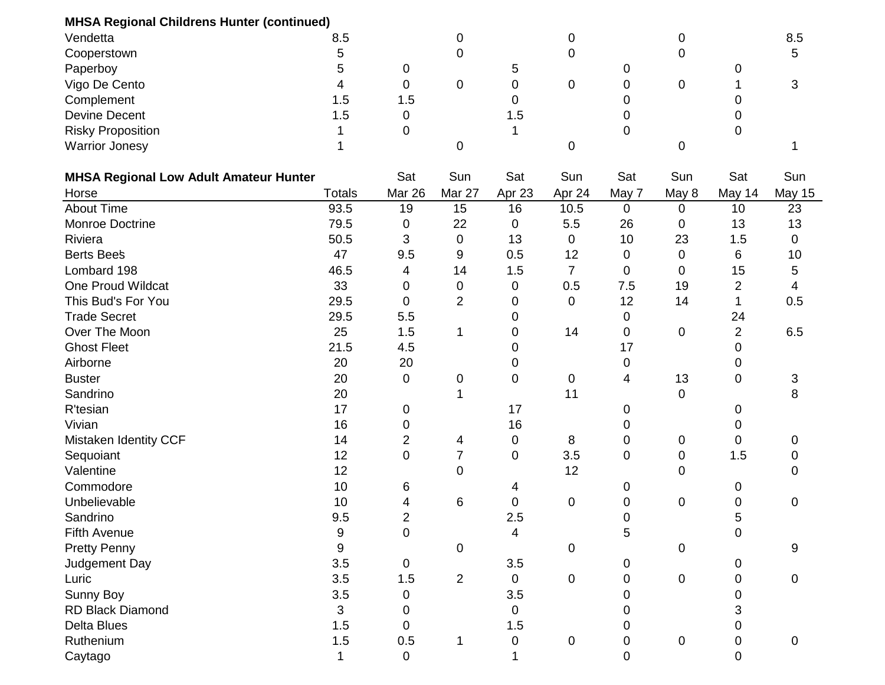**MHSA Regional Childrens Hunter (continued)**

| | | | | | | | | | |
|---|---|---|---|---|---|---|---|---|---|
| Vendetta | 8.5 | | 0 | | 0 | | 0 | | 8.5 |
| Cooperstown | 5 | | 0 | | 0 | | 0 | | 5 |
| Paperboy | 5 | 0 | | 5 | | 0 | | 0 | |
| Vigo De Cento | 4 | 0 | 0 | 0 | 0 | 0 | 0 | 1 | 3 |
| Complement | 1.5 | 1.5 | | 0 | | 0 | | 0 | |
| Devine Decent | 1.5 | 0 | | 1.5 | | 0 | | 0 | |
| Risky Proposition | 1 | 0 | | 1 | | 0 | | 0 | |
| Warrior Jonesy | 1 | | 0 | | 0 | | 0 | | 1 |

**MHSA Regional Low Adult Amateur Hunter**

| Horse | Totals | Sat Mar 26 | Sun Mar 27 | Sat Apr 23 | Sun Apr 24 | Sat May 7 | Sun May 8 | Sat May 14 | Sun May 15 |
|---|---|---|---|---|---|---|---|---|---|
| About Time | 93.5 | 19 | 15 | 16 | 10.5 | 0 | 0 | 10 | 23 |
| Monroe Doctrine | 79.5 | 0 | 22 | 0 | 5.5 | 26 | 0 | 13 | 13 |
| Riviera | 50.5 | 3 | 0 | 13 | 0 | 10 | 23 | 1.5 | 0 |
| Berts Bees | 47 | 9.5 | 9 | 0.5 | 12 | 0 | 0 | 6 | 10 |
| Lombard 198 | 46.5 | 4 | 14 | 1.5 | 7 | 0 | 0 | 15 | 5 |
| One Proud Wildcat | 33 | 0 | 0 | 0 | 0.5 | 7.5 | 19 | 2 | 4 |
| This Bud's For You | 29.5 | 0 | 2 | 0 | 0 | 12 | 14 | 1 | 0.5 |
| Trade Secret | 29.5 | 5.5 | | 0 | | 0 | | 24 | |
| Over The Moon | 25 | 1.5 | 1 | 0 | 14 | 0 | 0 | 2 | 6.5 |
| Ghost Fleet | 21.5 | 4.5 | | 0 | | 17 | | 0 | |
| Airborne | 20 | 20 | | 0 | | 0 | | 0 | |
| Buster | 20 | 0 | 0 | 0 | 0 | 4 | 13 | 0 | 3 |
| Sandrino | 20 | | 1 | | 11 | | 0 | | 8 |
| R'tesian | 17 | 0 | | 17 | | 0 | | 0 | |
| Vivian | 16 | 0 | | 16 | | 0 | | 0 | |
| Mistaken Identity CCF | 14 | 2 | 4 | 0 | 8 | 0 | 0 | 0 | 0 |
| Sequoiant | 12 | 0 | 7 | 0 | 3.5 | 0 | 0 | 1.5 | 0 |
| Valentine | 12 | | 0 | | 12 | | 0 | | 0 |
| Commodore | 10 | 6 | | 4 | | 0 | | 0 | |
| Unbelievable | 10 | 4 | 6 | 0 | 0 | 0 | 0 | 0 | 0 |
| Sandrino | 9.5 | 2 | | 2.5 | | 0 | | 5 | |
| Fifth Avenue | 9 | 0 | | 4 | | 5 | | 0 | |
| Pretty Penny | 9 | | 0 | | 0 | | 0 | | 9 |
| Judgement Day | 3.5 | 0 | | 3.5 | | 0 | | 0 | |
| Luric | 3.5 | 1.5 | 2 | 0 | 0 | 0 | 0 | 0 | 0 |
| Sunny Boy | 3.5 | 0 | | 3.5 | | 0 | | 0 | |
| RD Black Diamond | 3 | 0 | | 0 | | 0 | | 3 | |
| Delta Blues | 1.5 | 0 | | 1.5 | | 0 | | 0 | |
| Ruthenium | 1.5 | 0.5 | 1 | 0 | 0 | 0 | 0 | 0 | 0 |
| Caytago | 1 | 0 | | 1 | | 0 | | 0 | |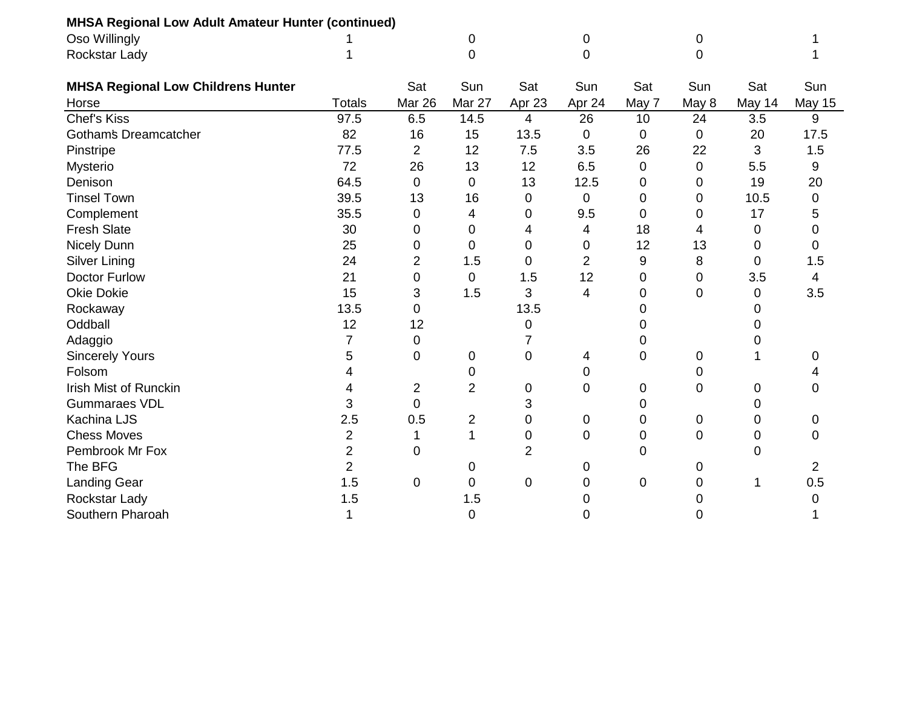**MHSA Regional Low Adult Amateur Hunter (continued)**

| Horse | Totals | Sat Mar 26 | Sun Mar 27 | Sat Apr 23 | Sun Apr 24 | Sat May 7 | Sun May 8 | Sat May 14 | Sun May 15 |
|---|---|---|---|---|---|---|---|---|---|
| Oso Willingly | 1 | | 0 | | 0 | | 0 | | 1 |
| Rockstar Lady | 1 | | 0 | | 0 | | 0 | | 1 |

**MHSA Regional Low Childrens Hunter**

| Horse | Totals | Sat Mar 26 | Sun Mar 27 | Sat Apr 23 | Sun Apr 24 | Sat May 7 | Sun May 8 | Sat May 14 | Sun May 15 |
|---|---|---|---|---|---|---|---|---|---|
| Chef's Kiss | 97.5 | 6.5 | 14.5 | 4 | 26 | 10 | 24 | 3.5 | 9 |
| Gotham's Dreamcatcher | 82 | 16 | 15 | 13.5 | 0 | 0 | 0 | 20 | 17.5 |
| Pinstripe | 77.5 | 2 | 12 | 7.5 | 3.5 | 26 | 22 | 3 | 1.5 |
| Mysterio | 72 | 26 | 13 | 12 | 6.5 | 0 | 0 | 5.5 | 9 |
| Denison | 64.5 | 0 | 0 | 13 | 12.5 | 0 | 0 | 19 | 20 |
| Tinsel Town | 39.5 | 13 | 16 | 0 | 0 | 0 | 0 | 10.5 | 0 |
| Complement | 35.5 | 0 | 4 | 0 | 9.5 | 0 | 0 | 17 | 5 |
| Fresh Slate | 30 | 0 | 0 | 4 | 4 | 18 | 4 | 0 | 0 |
| Nicely Dunn | 25 | 0 | 0 | 0 | 0 | 12 | 13 | 0 | 0 |
| Silver Lining | 24 | 2 | 1.5 | 0 | 2 | 9 | 8 | 0 | 1.5 |
| Doctor Furlow | 21 | 0 | 0 | 1.5 | 12 | 0 | 0 | 3.5 | 4 |
| Okie Dokie | 15 | 3 | 1.5 | 3 | 4 | 0 | 0 | 0 | 3.5 |
| Rockaway | 13.5 | 0 | | 13.5 | | 0 | | 0 | |
| Oddball | 12 | 12 | | 0 | | 0 | | 0 | |
| Adaggio | 7 | 0 | | 7 | | 0 | | 0 | |
| Sincerely Yours | 5 | 0 | 0 | 0 | 4 | 0 | 0 | 1 | 0 |
| Folsom | 4 | | 0 | | 0 | | 0 | | 4 |
| Irish Mist of Runckin | 4 | 2 | 2 | 0 | 0 | 0 | 0 | 0 | 0 |
| Gummaraes VDL | 3 | 0 | | 3 | | 0 | | 0 | |
| Kachina LJS | 2.5 | 0.5 | 2 | 0 | 0 | 0 | 0 | 0 | 0 |
| Chess Moves | 2 | 1 | 1 | 0 | 0 | 0 | 0 | 0 | 0 |
| Pembrook Mr Fox | 2 | 0 | | 2 | | 0 | | 0 | |
| The BFG | 2 | | 0 | | 0 | | 0 | | 2 |
| Landing Gear | 1.5 | 0 | 0 | 0 | 0 | 0 | 0 | 1 | 0.5 |
| Rockstar Lady | 1.5 | | 1.5 | | 0 | | 0 | | 0 |
| Southern Pharoah | 1 | | 0 | | 0 | | 0 | | 1 |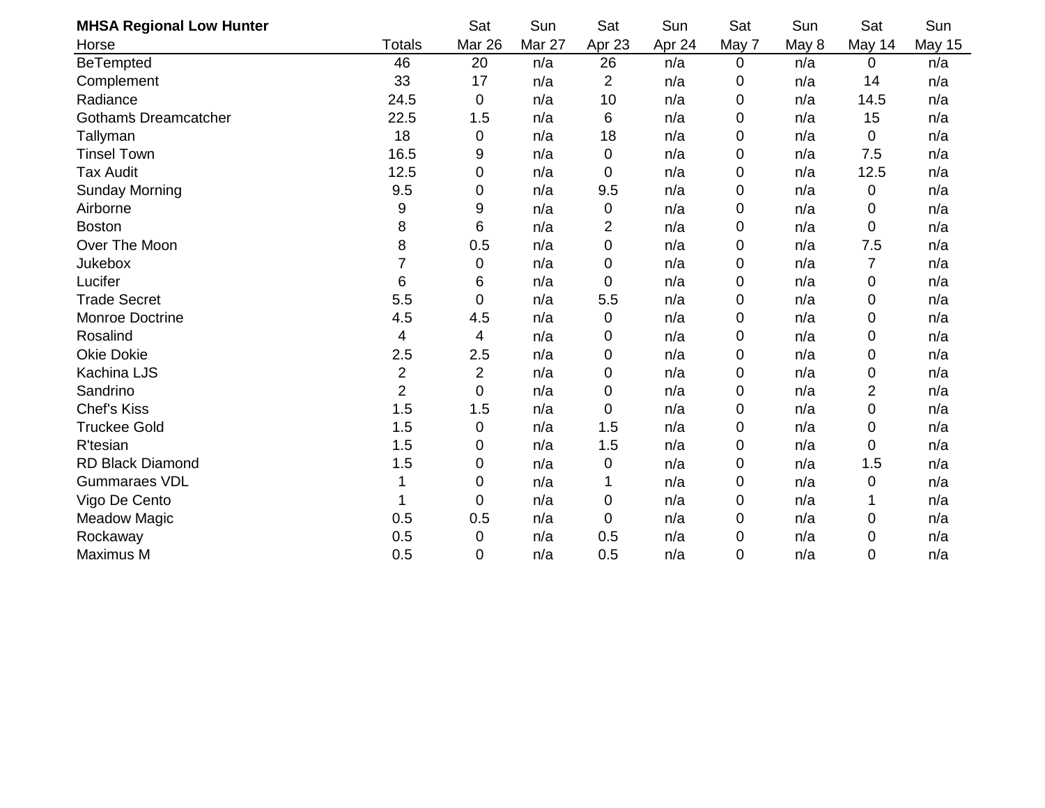| MHSA Regional Low Hunter | | Sat | Sun | Sat | Sun | Sat | Sun | Sat | Sun |
|---|---|---|---|---|---|---|---|---|---|
| Horse | Totals | Mar 26 | Mar 27 | Apr 23 | Apr 24 | May 7 | May 8 | May 14 | May 15 |
| BeTempted | 46 | 20 | n/a | 26 | n/a | 0 | n/a | 0 | n/a |
| Complement | 33 | 17 | n/a | 2 | n/a | 0 | n/a | 14 | n/a |
| Radiance | 24.5 | 0 | n/a | 10 | n/a | 0 | n/a | 14.5 | n/a |
| Gothams Dreamcatcher | 22.5 | 1.5 | n/a | 6 | n/a | 0 | n/a | 15 | n/a |
| Tallyman | 18 | 0 | n/a | 18 | n/a | 0 | n/a | 0 | n/a |
| Tinsel Town | 16.5 | 9 | n/a | 0 | n/a | 0 | n/a | 7.5 | n/a |
| Tax Audit | 12.5 | 0 | n/a | 0 | n/a | 0 | n/a | 12.5 | n/a |
| Sunday Morning | 9.5 | 0 | n/a | 9.5 | n/a | 0 | n/a | 0 | n/a |
| Airborne | 9 | 9 | n/a | 0 | n/a | 0 | n/a | 0 | n/a |
| Boston | 8 | 6 | n/a | 2 | n/a | 0 | n/a | 0 | n/a |
| Over The Moon | 8 | 0.5 | n/a | 0 | n/a | 0 | n/a | 7.5 | n/a |
| Jukebox | 7 | 0 | n/a | 0 | n/a | 0 | n/a | 7 | n/a |
| Lucifer | 6 | 6 | n/a | 0 | n/a | 0 | n/a | 0 | n/a |
| Trade Secret | 5.5 | 0 | n/a | 5.5 | n/a | 0 | n/a | 0 | n/a |
| Monroe Doctrine | 4.5 | 4.5 | n/a | 0 | n/a | 0 | n/a | 0 | n/a |
| Rosalind | 4 | 4 | n/a | 0 | n/a | 0 | n/a | 0 | n/a |
| Okie Dokie | 2.5 | 2.5 | n/a | 0 | n/a | 0 | n/a | 0 | n/a |
| Kachina LJS | 2 | 2 | n/a | 0 | n/a | 0 | n/a | 0 | n/a |
| Sandrino | 2 | 0 | n/a | 0 | n/a | 0 | n/a | 2 | n/a |
| Chef's Kiss | 1.5 | 1.5 | n/a | 0 | n/a | 0 | n/a | 0 | n/a |
| Truckee Gold | 1.5 | 0 | n/a | 1.5 | n/a | 0 | n/a | 0 | n/a |
| R'tesian | 1.5 | 0 | n/a | 1.5 | n/a | 0 | n/a | 0 | n/a |
| RD Black Diamond | 1.5 | 0 | n/a | 0 | n/a | 0 | n/a | 1.5 | n/a |
| Gummaraes VDL | 1 | 0 | n/a | 1 | n/a | 0 | n/a | 0 | n/a |
| Vigo De Cento | 1 | 0 | n/a | 0 | n/a | 0 | n/a | 1 | n/a |
| Meadow Magic | 0.5 | 0.5 | n/a | 0 | n/a | 0 | n/a | 0 | n/a |
| Rockaway | 0.5 | 0 | n/a | 0.5 | n/a | 0 | n/a | 0 | n/a |
| Maximus M | 0.5 | 0 | n/a | 0.5 | n/a | 0 | n/a | 0 | n/a |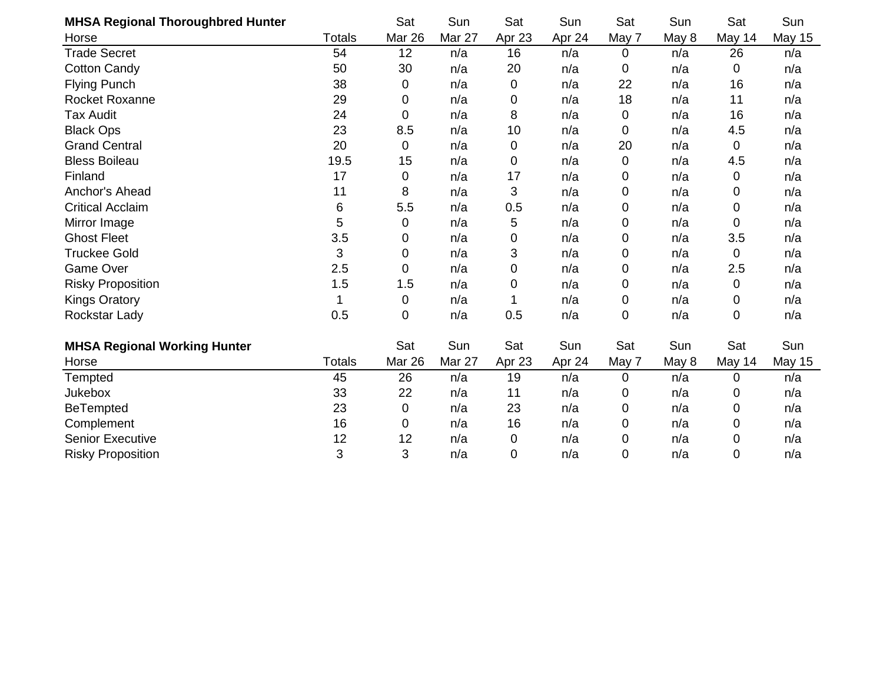| **MHSA Regional Thoroughbred Hunter** | | Sat | Sun | Sat | Sun | Sat | Sun | Sat | Sun |
|---|---|---|---|---|---|---|---|---|---|
| Horse | Totals | Mar 26 | Mar 27 | Apr 23 | Apr 24 | May 7 | May 8 | May 14 | May 15 |
| Trade Secret | 54 | 12 | n/a | 16 | n/a | 0 | n/a | 26 | n/a |
| Cotton Candy | 50 | 30 | n/a | 20 | n/a | 0 | n/a | 0 | n/a |
| Flying Punch | 38 | 0 | n/a | 0 | n/a | 22 | n/a | 16 | n/a |
| Rocket Roxanne | 29 | 0 | n/a | 0 | n/a | 18 | n/a | 11 | n/a |
| Tax Audit | 24 | 0 | n/a | 8 | n/a | 0 | n/a | 16 | n/a |
| Black Ops | 23 | 8.5 | n/a | 10 | n/a | 0 | n/a | 4.5 | n/a |
| Grand Central | 20 | 0 | n/a | 0 | n/a | 20 | n/a | 0 | n/a |
| Bless Boileau | 19.5 | 15 | n/a | 0 | n/a | 0 | n/a | 4.5 | n/a |
| Finland | 17 | 0 | n/a | 17 | n/a | 0 | n/a | 0 | n/a |
| Anchor's Ahead | 11 | 8 | n/a | 3 | n/a | 0 | n/a | 0 | n/a |
| Critical Acclaim | 6 | 5.5 | n/a | 0.5 | n/a | 0 | n/a | 0 | n/a |
| Mirror Image | 5 | 0 | n/a | 5 | n/a | 0 | n/a | 0 | n/a |
| Ghost Fleet | 3.5 | 0 | n/a | 0 | n/a | 0 | n/a | 3.5 | n/a |
| Truckee Gold | 3 | 0 | n/a | 3 | n/a | 0 | n/a | 0 | n/a |
| Game Over | 2.5 | 0 | n/a | 0 | n/a | 0 | n/a | 2.5 | n/a |
| Risky Proposition | 1.5 | 1.5 | n/a | 0 | n/a | 0 | n/a | 0 | n/a |
| Kings Oratory | 1 | 0 | n/a | 1 | n/a | 0 | n/a | 0 | n/a |
| Rockstar Lady | 0.5 | 0 | n/a | 0.5 | n/a | 0 | n/a | 0 | n/a |

| **MHSA Regional Working Hunter** | | Sat | Sun | Sat | Sun | Sat | Sun | Sat | Sun |
|---|---|---|---|---|---|---|---|---|---|
| Horse | Totals | Mar 26 | Mar 27 | Apr 23 | Apr 24 | May 7 | May 8 | May 14 | May 15 |
| Tempted | 45 | 26 | n/a | 19 | n/a | 0 | n/a | 0 | n/a |
| Jukebox | 33 | 22 | n/a | 11 | n/a | 0 | n/a | 0 | n/a |
| BeTempted | 23 | 0 | n/a | 23 | n/a | 0 | n/a | 0 | n/a |
| Complement | 16 | 0 | n/a | 16 | n/a | 0 | n/a | 0 | n/a |
| Senior Executive | 12 | 12 | n/a | 0 | n/a | 0 | n/a | 0 | n/a |
| Risky Proposition | 3 | 3 | n/a | 0 | n/a | 0 | n/a | 0 | n/a |